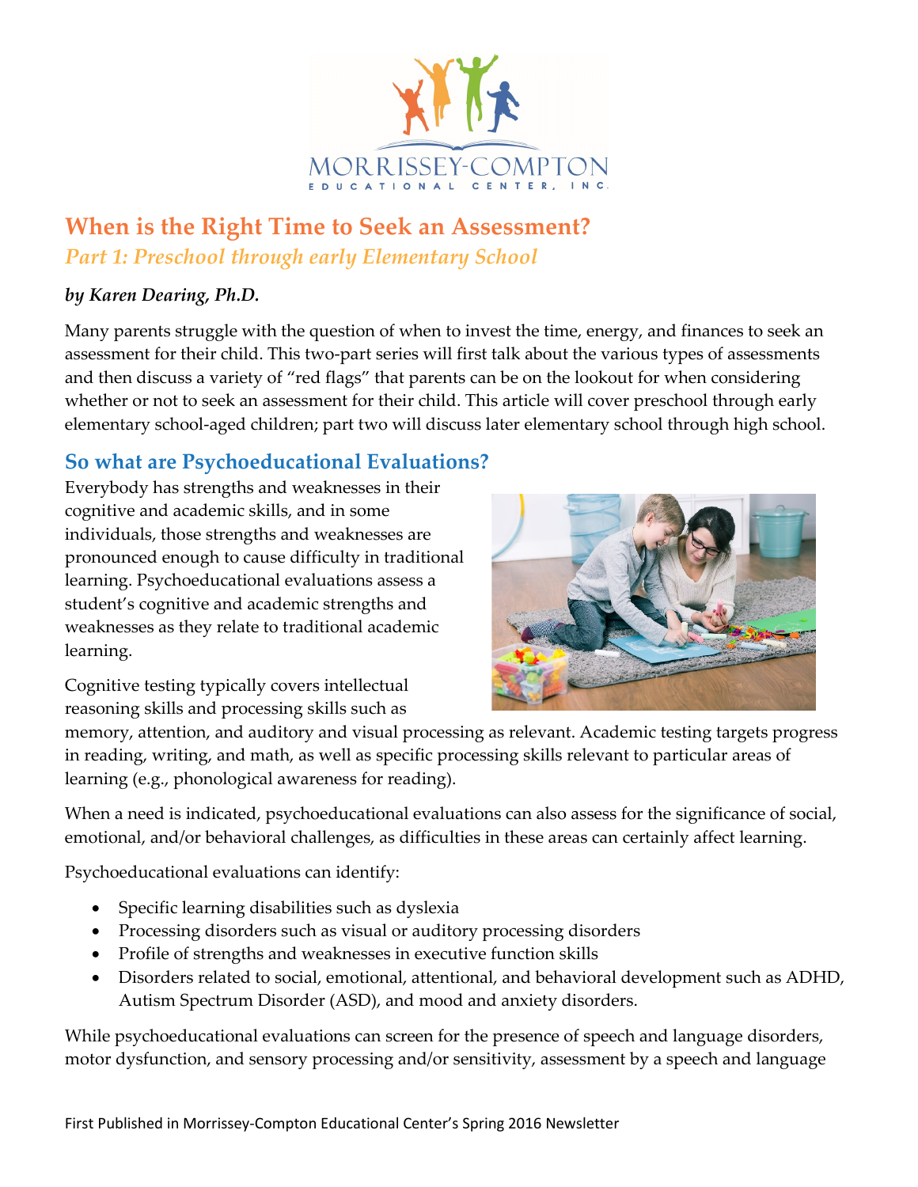MORRISSEY-COMPTON
EDUCATIONAL CENTER, INC.

# When is the Right Time to Seek an Assessment?

## *Part 1: Preschool through early Elementary School*

***by Karen Dearing, Ph.D.***

Many parents struggle with the question of when to invest the time, energy, and finances to seek an assessment for their child. This two-part series will first talk about the various types of assessments and then discuss a variety of "red flags" that parents can be on the lookout for when considering whether or not to seek an assessment for their child. This article will cover preschool through early elementary school-aged children; part two will discuss later elementary school through high school.

## So what are Psychoeducational Evaluations?

Everybody has strengths and weaknesses in their cognitive and academic skills, and in some individuals, those strengths and weaknesses are pronounced enough to cause difficulty in traditional learning. Psychoeducational evaluations assess a student's cognitive and academic strengths and weaknesses as they relate to traditional academic learning.

Cognitive testing typically covers intellectual reasoning skills and processing skills such as memory, attention, and auditory and visual processing as relevant. Academic testing targets progress in reading, writing, and math, as well as specific processing skills relevant to particular areas of learning (e.g., phonological awareness for reading).

When a need is indicated, psychoeducational evaluations can also assess for the significance of social, emotional, and/or behavioral challenges, as difficulties in these areas can certainly affect learning.

Psychoeducational evaluations can identify:

- Specific learning disabilities such as dyslexia
- Processing disorders such as visual or auditory processing disorders
- Profile of strengths and weaknesses in executive function skills
- Disorders related to social, emotional, attentional, and behavioral development such as ADHD, Autism Spectrum Disorder (ASD), and mood and anxiety disorders.

While psychoeducational evaluations can screen for the presence of speech and language disorders, motor dysfunction, and sensory processing and/or sensitivity, assessment by a speech and language

First Published in Morrissey-Compton Educational Center's Spring 2016 Newsletter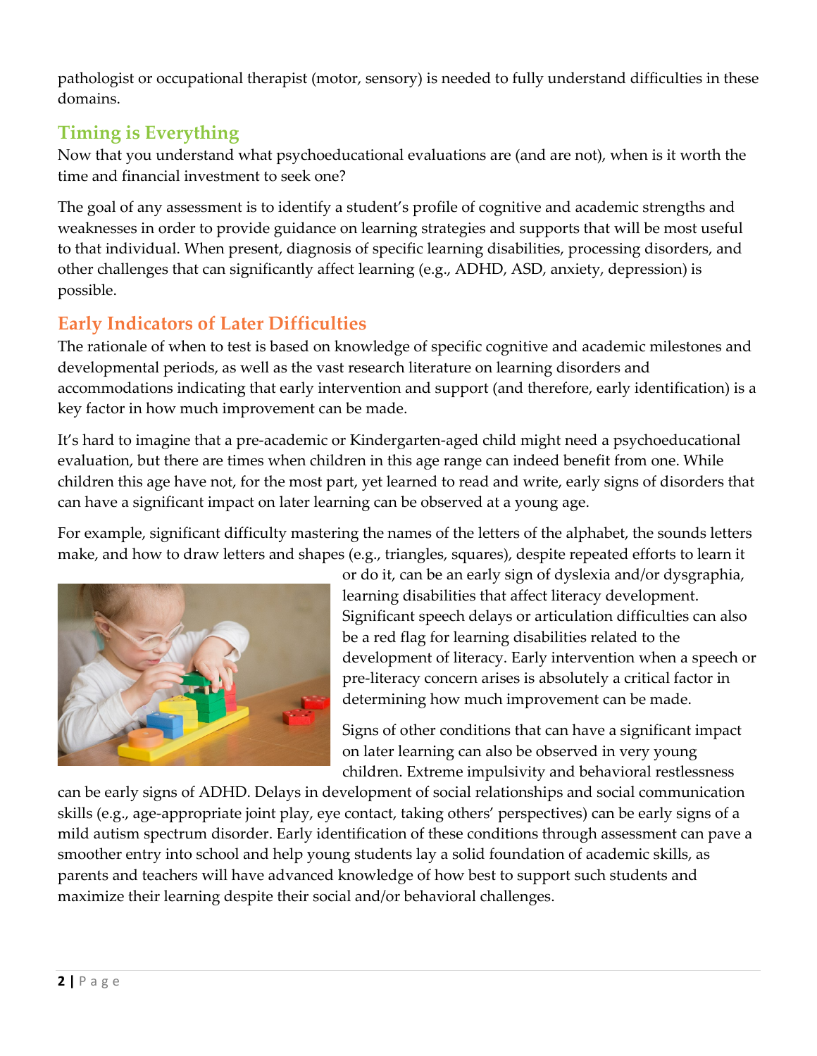pathologist or occupational therapist (motor, sensory) is needed to fully understand difficulties in these domains.

## Timing is Everything

Now that you understand what psychoeducational evaluations are (and are not), when is it worth the time and financial investment to seek one?

The goal of any assessment is to identify a student's profile of cognitive and academic strengths and weaknesses in order to provide guidance on learning strategies and supports that will be most useful to that individual. When present, diagnosis of specific learning disabilities, processing disorders, and other challenges that can significantly affect learning (e.g., ADHD, ASD, anxiety, depression) is possible.

## Early Indicators of Later Difficulties

The rationale of when to test is based on knowledge of specific cognitive and academic milestones and developmental periods, as well as the vast research literature on learning disorders and accommodations indicating that early intervention and support (and therefore, early identification) is a key factor in how much improvement can be made.

It's hard to imagine that a pre-academic or Kindergarten-aged child might need a psychoeducational evaluation, but there are times when children in this age range can indeed benefit from one. While children this age have not, for the most part, yet learned to read and write, early signs of disorders that can have a significant impact on later learning can be observed at a young age.

For example, significant difficulty mastering the names of the letters of the alphabet, the sounds letters make, and how to draw letters and shapes (e.g., triangles, squares), despite repeated efforts to learn it or do it, can be an early sign of dyslexia and/or dysgraphia, learning disabilities that affect literacy development. Significant speech delays or articulation difficulties can also be a red flag for learning disabilities related to the development of literacy. Early intervention when a speech or pre-literacy concern arises is absolutely a critical factor in determining how much improvement can be made.

Signs of other conditions that can have a significant impact on later learning can also be observed in very young children. Extreme impulsivity and behavioral restlessness can be early signs of ADHD. Delays in development of social relationships and social communication skills (e.g., age-appropriate joint play, eye contact, taking others' perspectives) can be early signs of a mild autism spectrum disorder. Early identification of these conditions through assessment can pave a smoother entry into school and help young students lay a solid foundation of academic skills, as parents and teachers will have advanced knowledge of how best to support such students and maximize their learning despite their social and/or behavioral challenges.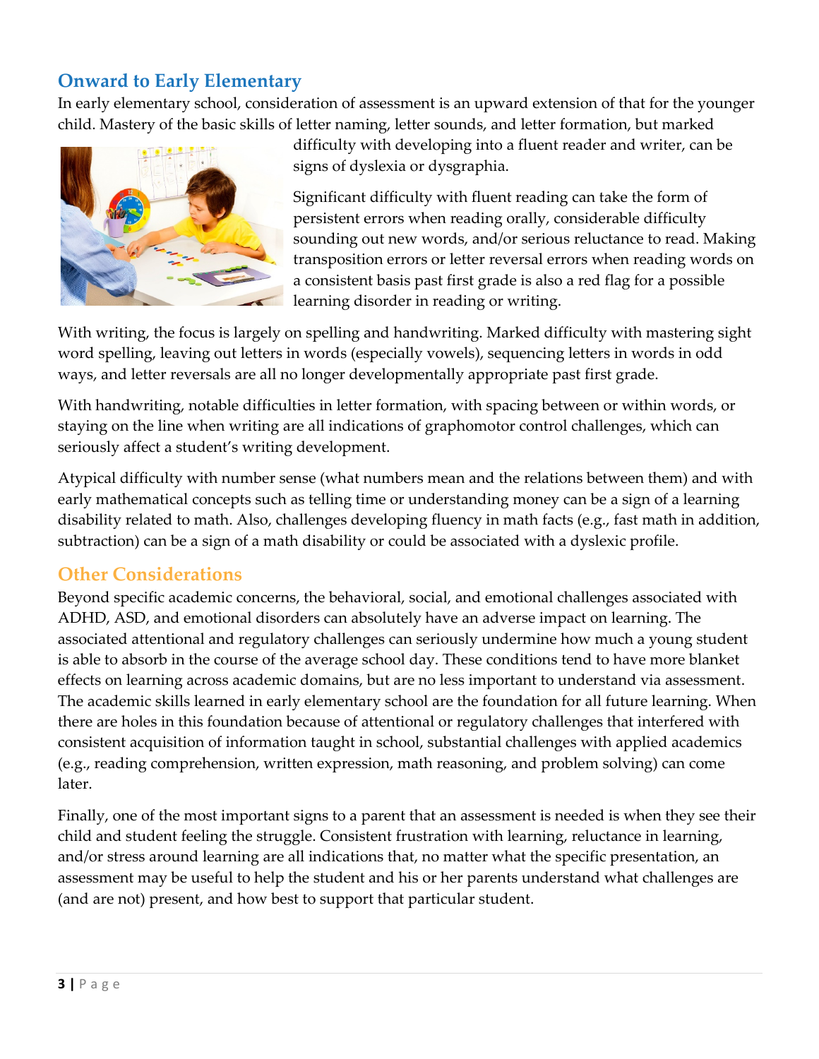## Onward to Early Elementary

In early elementary school, consideration of assessment is an upward extension of that for the younger child. Mastery of the basic skills of letter naming, letter sounds, and letter formation, but marked difficulty with developing into a fluent reader and writer, can be signs of dyslexia or dysgraphia.

Significant difficulty with fluent reading can take the form of persistent errors when reading orally, considerable difficulty sounding out new words, and/or serious reluctance to read. Making transposition errors or letter reversal errors when reading words on a consistent basis past first grade is also a red flag for a possible learning disorder in reading or writing.

With writing, the focus is largely on spelling and handwriting. Marked difficulty with mastering sight word spelling, leaving out letters in words (especially vowels), sequencing letters in words in odd ways, and letter reversals are all no longer developmentally appropriate past first grade.

With handwriting, notable difficulties in letter formation, with spacing between or within words, or staying on the line when writing are all indications of graphomotor control challenges, which can seriously affect a student's writing development.

Atypical difficulty with number sense (what numbers mean and the relations between them) and with early mathematical concepts such as telling time or understanding money can be a sign of a learning disability related to math. Also, challenges developing fluency in math facts (e.g., fast math in addition, subtraction) can be a sign of a math disability or could be associated with a dyslexic profile.

## Other Considerations

Beyond specific academic concerns, the behavioral, social, and emotional challenges associated with ADHD, ASD, and emotional disorders can absolutely have an adverse impact on learning. The associated attentional and regulatory challenges can seriously undermine how much a young student is able to absorb in the course of the average school day. These conditions tend to have more blanket effects on learning across academic domains, but are no less important to understand via assessment. The academic skills learned in early elementary school are the foundation for all future learning. When there are holes in this foundation because of attentional or regulatory challenges that interfered with consistent acquisition of information taught in school, substantial challenges with applied academics (e.g., reading comprehension, written expression, math reasoning, and problem solving) can come later.

Finally, one of the most important signs to a parent that an assessment is needed is when they see their child and student feeling the struggle. Consistent frustration with learning, reluctance in learning, and/or stress around learning are all indications that, no matter what the specific presentation, an assessment may be useful to help the student and his or her parents understand what challenges are (and are not) present, and how best to support that particular student.